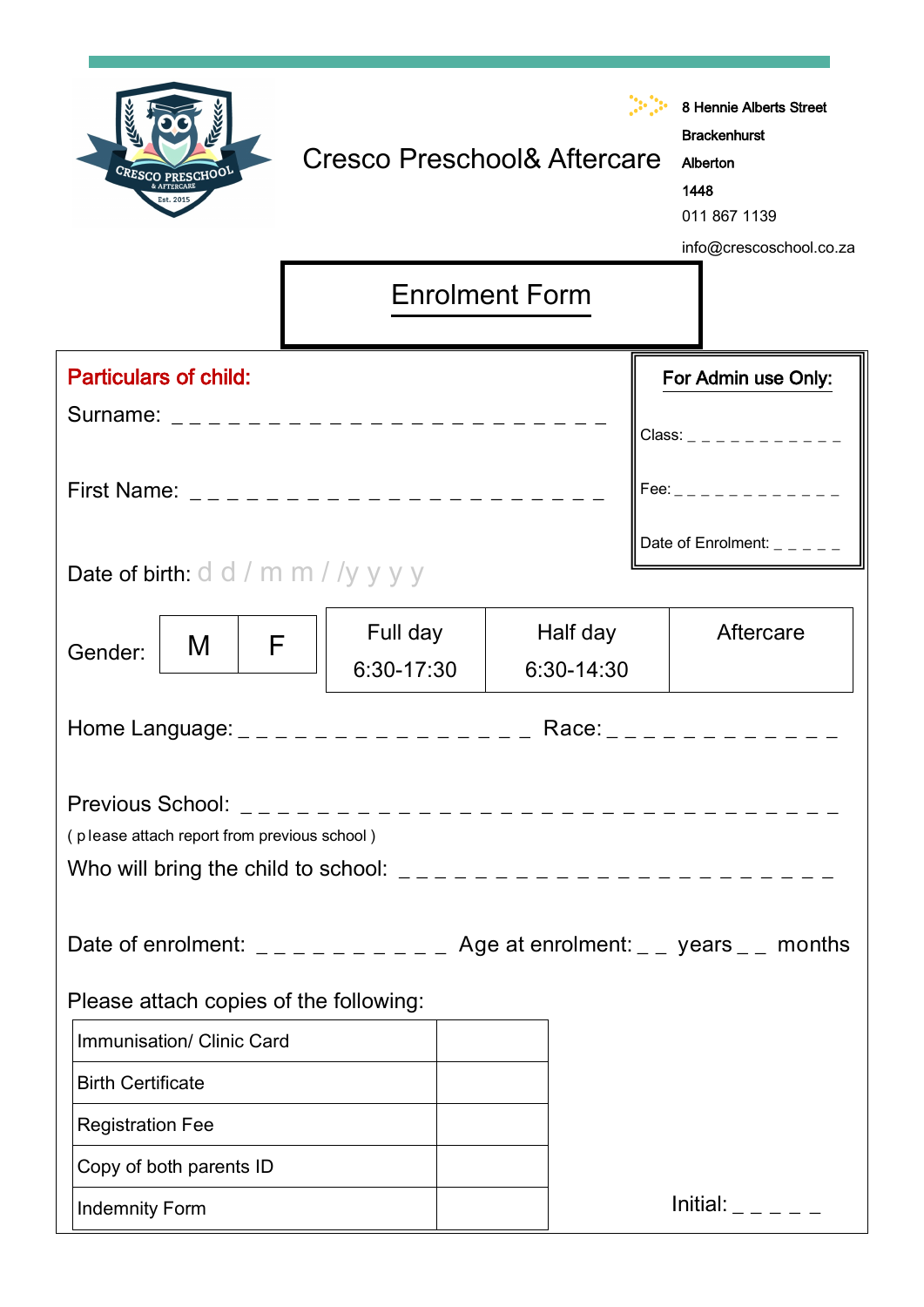# Cresco Preschool& Aftercare

8 Hennie Alberts Street
Brackenhurst
Alberton
1448
011 867 1139
info@crescoschool.co.za

## Enrolment Form

**Particulars of child:**

Surname: _ _ _ _ _ _ _ _ _ _ _ _ _ _ _ _ _ _ _ _ _ _ _

First Name: _ _ _ _ _ _ _ _ _ _ _ _ _ _ _ _ _ _ _ _ _ _

Date of birth: d d / m m / /y y y y

**For Admin use Only:**

Class: _ _ _ _ _ _ _ _ _ _ _

Fee: _ _ _ _ _ _ _ _ _ _ _ _

Date of Enrolment: _ _ _ _ _

| Gender: | M | F | Full day 6:30-17:30 | Half day 6:30-14:30 | Aftercare |
|---|---|---|---|---|---|

Home Language: _ _ _ _ _ _ _ _ _ _ _ _ _ _ _ _ Race: _ _ _ _ _ _ _ _ _ _ _ _

Previous School: _ _ _ _ _ _ _ _ _ _ _ _ _ _ _ _ _ _ _ _ _ _ _ _ _ _ _ _ _ _ _
( please attach report from previous school )

Who will bring the child to school: _ _ _ _ _ _ _ _ _ _ _ _ _ _ _ _ _ _ _ _ _ _ _

Date of enrolment: _ _ _ _ _ _ _ _ _ _ _ Age at enrolment: _ _ years _ _ months

Please attach copies of the following:

| Document | |
|---|---|
| Immunisation/ Clinic Card | |
| Birth Certificate | |
| Registration Fee | |
| Copy of both parents ID | |
| Indemnity Form | |

Initial: _ _ _ _ _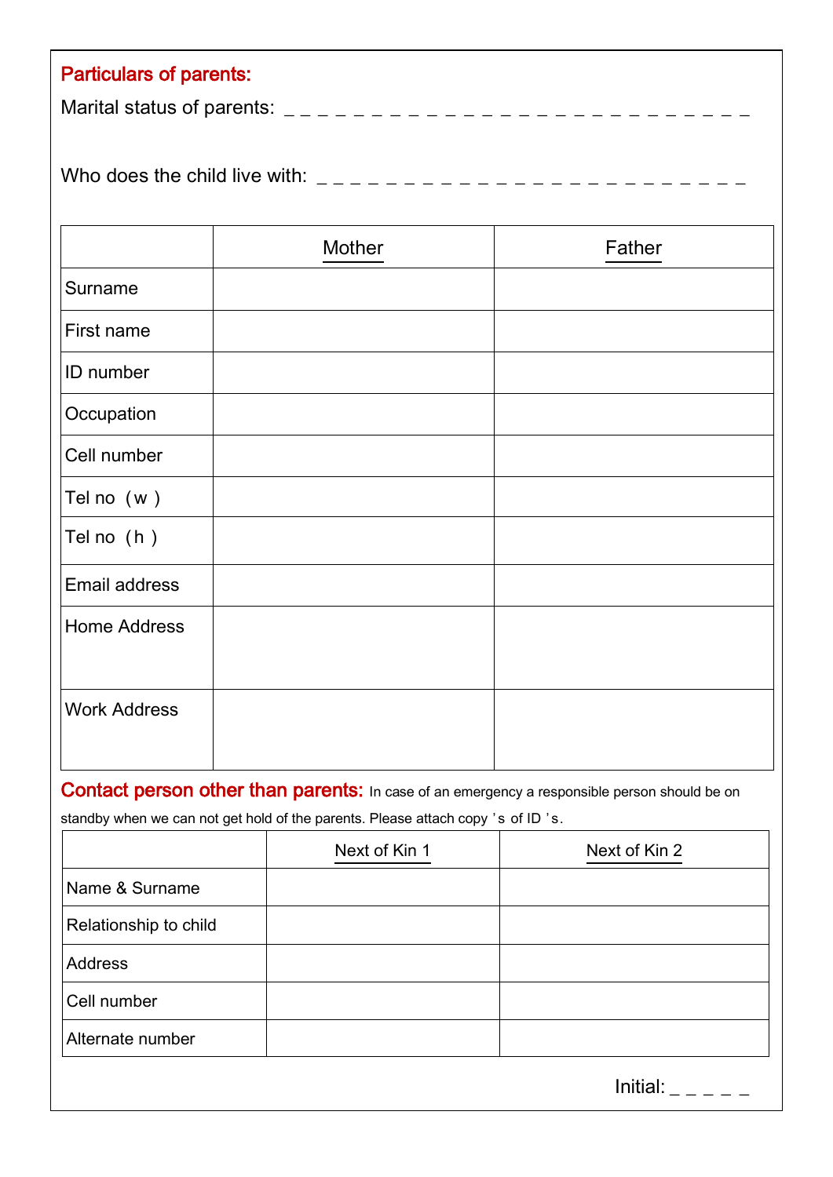## Particulars of parents:

Marital status of parents: _ _ _ _ _ _ _ _ _ _ _ _ _ _ _ _ _ _ _ _ _ _ _ _ _ _ _

Who does the child live with: _ _ _ _ _ _ _ _ _ _ _ _ _ _ _ _ _ _ _ _ _ _ _ _ _

| | Mother | Father |
|---|---|---|
| Surname | | |
| First name | | |
| ID number | | |
| Occupation | | |
| Cell number | | |
| Tel no (w) | | |
| Tel no (h) | | |
| Email address | | |
| Home Address | | |
| Work Address | | |

**Contact person other than parents:** In case of an emergency a responsible person should be on standby when we can not get hold of the parents. Please attach copy's of ID's.

| | Next of Kin 1 | Next of Kin 2 |
|---|---|---|
| Name & Surname | | |
| Relationship to child | | |
| Address | | |
| Cell number | | |
| Alternate number | | |

Initial: _ _ _ _ _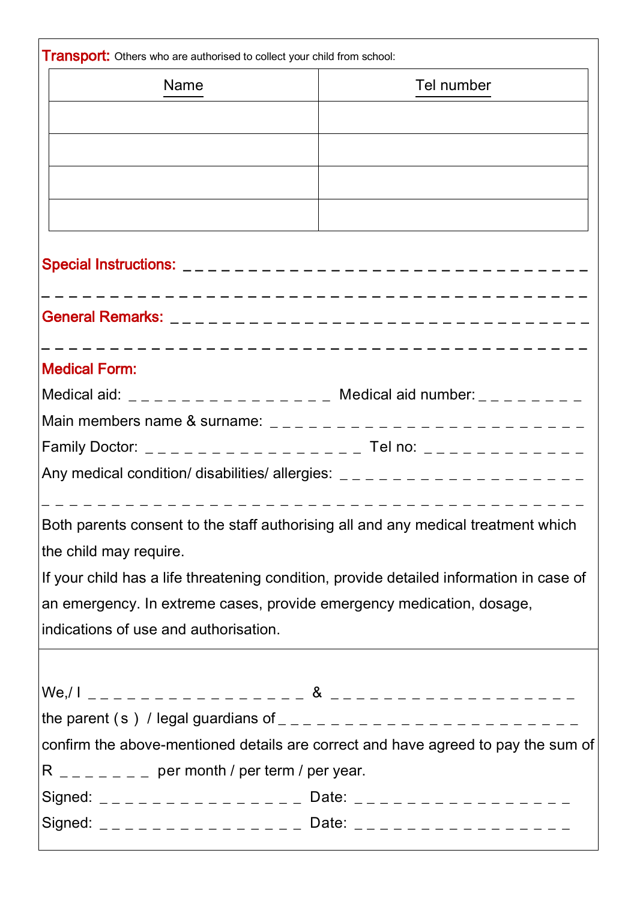**Transport:** Others who are authorised to collect your child from school:

| Name | Tel number |
| --- | --- |
| | |
| | |
| | |
| | |

**Special Instructions:** _ _ _ _ _ _ _ _ _ _ _ _ _ _ _ _ _ _ _ _ _ _ _ _ _ _ _ _ _ _ _ _ _ _ _

_ _ _ _ _ _ _ _ _ _ _ _ _ _ _ _ _ _ _ _ _ _ _ _ _ _ _ _ _ _ _ _ _ _ _ _ _ _ _ _ _ _ _ _ _

**General Remarks:** _ _ _ _ _ _ _ _ _ _ _ _ _ _ _ _ _ _ _ _ _ _ _ _ _ _ _ _ _ _ _ _ _ _ _ _

_ _ _ _ _ _ _ _ _ _ _ _ _ _ _ _ _ _ _ _ _ _ _ _ _ _ _ _ _ _ _ _ _ _ _ _ _ _ _ _ _ _ _ _ _

**Medical Form:**

Medical aid: _ _ _ _ _ _ _ _ _ _ _ _ _ _ _ _ Medical aid number: _ _ _ _ _ _ _ _ _

Main members name & surname: _ _ _ _ _ _ _ _ _ _ _ _ _ _ _ _ _ _ _ _ _ _ _ _ _

Family Doctor: _ _ _ _ _ _ _ _ _ _ _ _ _ _ _ _ _ Tel no: _ _ _ _ _ _ _ _ _ _ _ _ _

Any medical condition/ disabilities/ allergies: _ _ _ _ _ _ _ _ _ _ _ _ _ _ _ _ _ _ _ _

_ _ _ _ _ _ _ _ _ _ _ _ _ _ _ _ _ _ _ _ _ _ _ _ _ _ _ _ _ _ _ _ _ _ _ _ _ _ _ _ _ _ _ _ _

Both parents consent to the staff authorising all and any medical treatment which the child may require.

If your child has a life threatening condition, provide detailed information in case of an emergency. In extreme cases, provide emergency medication, dosage, indications of use and authorisation.

---

We,/ I _ _ _ _ _ _ _ _ _ _ _ _ _ _ _ _ _ _ & _ _ _ _ _ _ _ _ _ _ _ _ _ _ _ _ _ _ _ _

the parent ( s ) / legal guardians of _ _ _ _ _ _ _ _ _ _ _ _ _ _ _ _ _ _ _ _ _ _ _ _ _ _

confirm the above-mentioned details are correct and have agreed to pay the sum of R _ _ _ _ _ _ _ per month / per term / per year.

Signed: _ _ _ _ _ _ _ _ _ _ _ _ _ _ _ _ _ Date: _ _ _ _ _ _ _ _ _ _ _ _ _ _ _ _ _ _

Signed: _ _ _ _ _ _ _ _ _ _ _ _ _ _ _ _ _ Date: _ _ _ _ _ _ _ _ _ _ _ _ _ _ _ _ _ _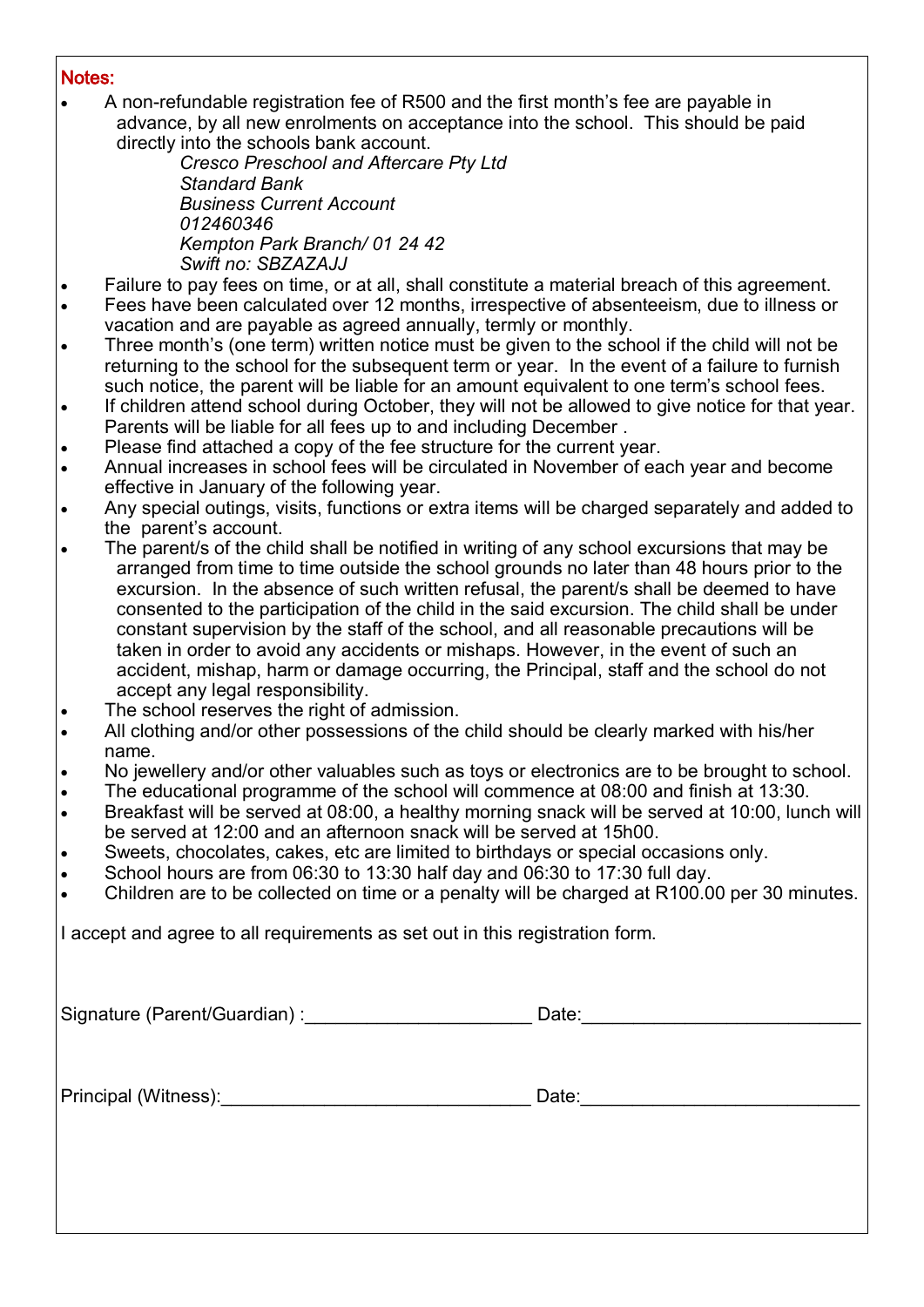**Notes:**

- A non-refundable registration fee of R500 and the first month's fee are payable in advance, by all new enrolments on acceptance into the school. This should be paid directly into the schools bank account.

  *Cresco Preschool and Aftercare Pty Ltd*  
  *Standard Bank*  
  *Business Current Account*  
  *012460346*  
  *Kempton Park Branch/ 01 24 42*  
  *Swift no: SBZAZAJJ*

- Failure to pay fees on time, or at all, shall constitute a material breach of this agreement.
- Fees have been calculated over 12 months, irrespective of absenteeism, due to illness or vacation and are payable as agreed annually, termly or monthly.
- Three month's (one term) written notice must be given to the school if the child will not be returning to the school for the subsequent term or year. In the event of a failure to furnish such notice, the parent will be liable for an amount equivalent to one term's school fees.
- If children attend school during October, they will not be allowed to give notice for that year. Parents will be liable for all fees up to and including December .
- Please find attached a copy of the fee structure for the current year.
- Annual increases in school fees will be circulated in November of each year and become effective in January of the following year.
- Any special outings, visits, functions or extra items will be charged separately and added to the parent's account.
- The parent/s of the child shall be notified in writing of any school excursions that may be arranged from time to time outside the school grounds no later than 48 hours prior to the excursion. In the absence of such written refusal, the parent/s shall be deemed to have consented to the participation of the child in the said excursion. The child shall be under constant supervision by the staff of the school, and all reasonable precautions will be taken in order to avoid any accidents or mishaps. However, in the event of such an accident, mishap, harm or damage occurring, the Principal, staff and the school do not accept any legal responsibility.
- The school reserves the right of admission.
- All clothing and/or other possessions of the child should be clearly marked with his/her name.
- No jewellery and/or other valuables such as toys or electronics are to be brought to school.
- The educational programme of the school will commence at 08:00 and finish at 13:30.
- Breakfast will be served at 08:00, a healthy morning snack will be served at 10:00, lunch will be served at 12:00 and an afternoon snack will be served at 15h00.
- Sweets, chocolates, cakes, etc are limited to birthdays or special occasions only.
- School hours are from 06:30 to 13:30 half day and 06:30 to 17:30 full day.
- Children are to be collected on time or a penalty will be charged at R100.00 per 30 minutes.

I accept and agree to all requirements as set out in this registration form.

Signature (Parent/Guardian) :_____________________ Date:__________________________

Principal (Witness):_____________________________ Date:__________________________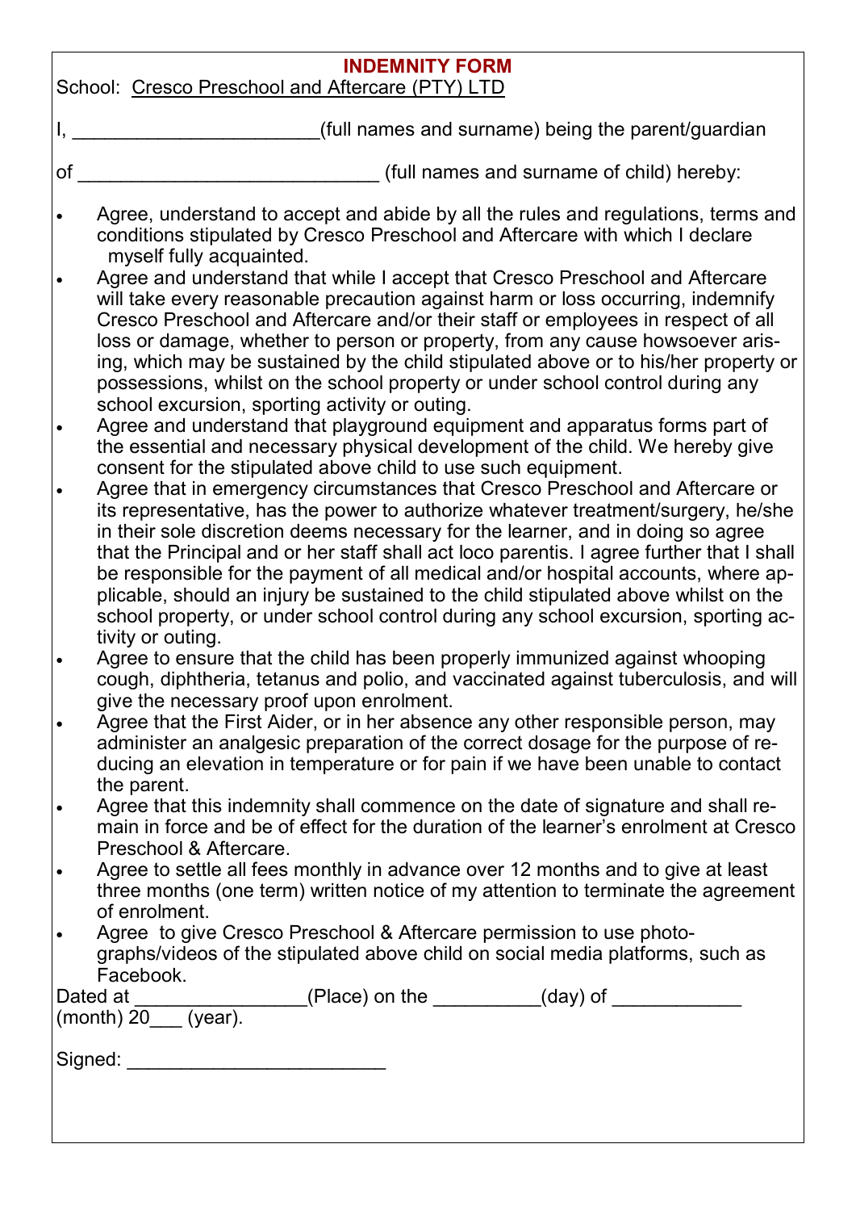# INDEMNITY FORM

School: Cresco Preschool and Aftercare (PTY) LTD

I, _______________________(full names and surname) being the parent/guardian

of ____________________________ (full names and surname of child) hereby:

- Agree, understand to accept and abide by all the rules and regulations, terms and conditions stipulated by Cresco Preschool and Aftercare with which I declare myself fully acquainted.
- Agree and understand that while I accept that Cresco Preschool and Aftercare will take every reasonable precaution against harm or loss occurring, indemnify Cresco Preschool and Aftercare and/or their staff or employees in respect of all loss or damage, whether to person or property, from any cause howsoever arising, which may be sustained by the child stipulated above or to his/her property or possessions, whilst on the school property or under school control during any school excursion, sporting activity or outing.
- Agree and understand that playground equipment and apparatus forms part of the essential and necessary physical development of the child. We hereby give consent for the stipulated above child to use such equipment.
- Agree that in emergency circumstances that Cresco Preschool and Aftercare or its representative, has the power to authorize whatever treatment/surgery, he/she in their sole discretion deems necessary for the learner, and in doing so agree that the Principal and or her staff shall act loco parentis. I agree further that I shall be responsible for the payment of all medical and/or hospital accounts, where applicable, should an injury be sustained to the child stipulated above whilst on the school property, or under school control during any school excursion, sporting activity or outing.
- Agree to ensure that the child has been properly immunized against whooping cough, diphtheria, tetanus and polio, and vaccinated against tuberculosis, and will give the necessary proof upon enrolment.
- Agree that the First Aider, or in her absence any other responsible person, may administer an analgesic preparation of the correct dosage for the purpose of reducing an elevation in temperature or for pain if we have been unable to contact the parent.
- Agree that this indemnity shall commence on the date of signature and shall remain in force and be of effect for the duration of the learner's enrolment at Cresco Preschool & Aftercare.
- Agree to settle all fees monthly in advance over 12 months and to give at least three months (one term) written notice of my attention to terminate the agreement of enrolment.
- Agree to give Cresco Preschool & Aftercare permission to use photographs/videos of the stipulated above child on social media platforms, such as Facebook.

Dated at ________________(Place) on the __________(day) of ____________ (month) 20___ (year).

Signed: ________________________